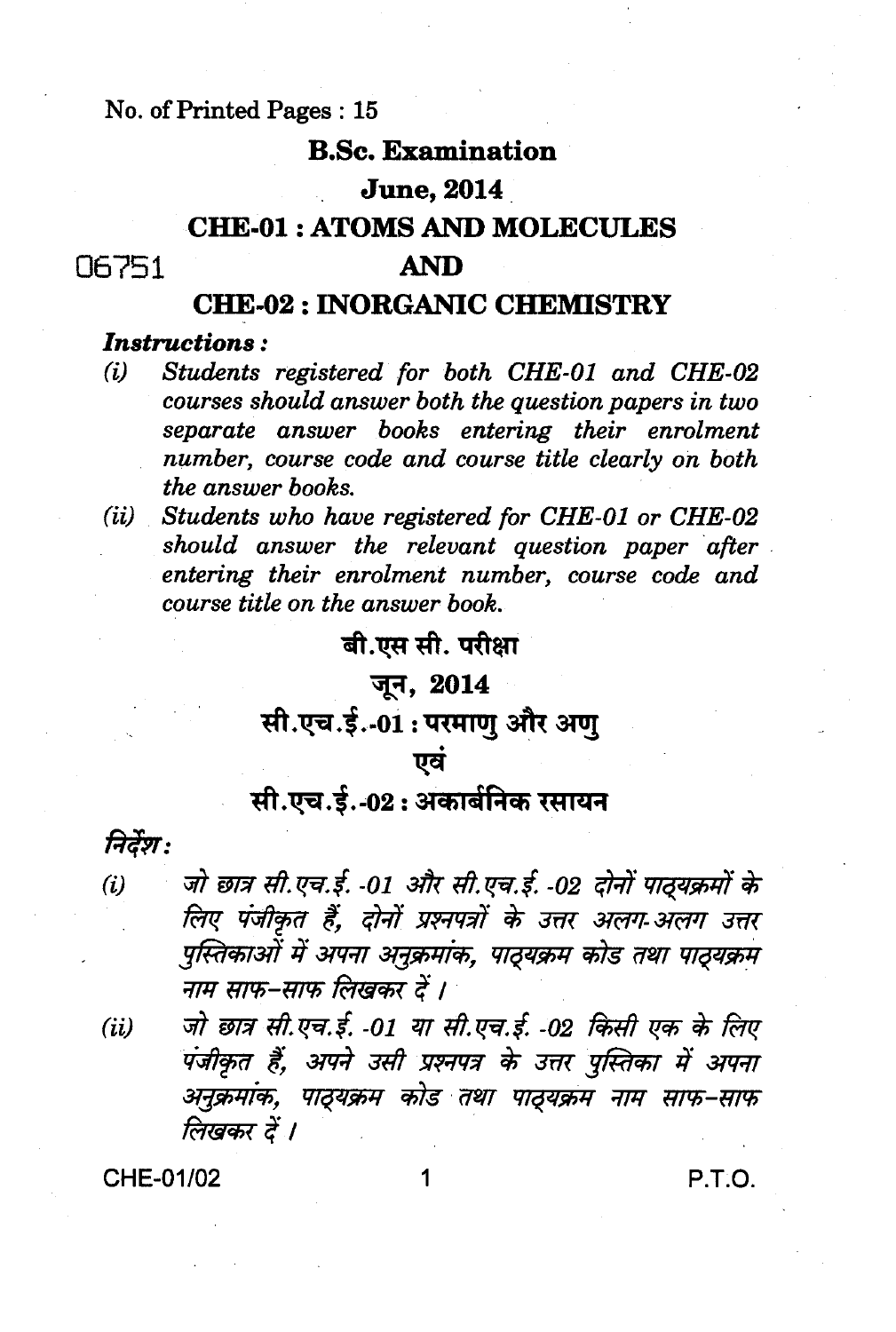No. of Printed Pages : 15

**B.Sc. Examination**

**June, 2014**

**CHE-01 : ATOMS AND MOLECULES**

06751

**AND**

**CHE-02 : INORGANIC CHEMISTRY**

***Instructions :***

*(i) Students registered for both CHE-01 and CHE-02 courses should answer both the question papers in two separate answer books entering their enrolment number, course code and course title clearly on both the answer books.*

*(ii) Students who have registered for CHE-01 or CHE-02 should answer the relevant question paper after entering their enrolment number, course code and course title on the answer book.*

**बी.एस सी. परीक्षा**

**जून, 2014**

**सी.एच.ई.-01 : परमाणु और अणु**

**एवं**

**सी.एच.ई.-02 : अकार्बनिक रसायन**

***निर्देश :***

*(i) जो छात्र सी.एच.ई. -01 और सी.एच.ई. -02 दोनों पाठ्यक्रमों के लिए पंजीकृत हैं, दोनों प्रश्नपत्रों के उत्तर अलग-अलग उत्तर पुस्तिकाओं में अपना अनुक्रमांक, पाठ्यक्रम कोड तथा पाठ्यक्रम नाम साफ–साफ लिखकर दें ।*

*(ii) जो छात्र सी.एच.ई. -01 या सी.एच.ई. -02 किसी एक के लिए पंजीकृत हैं, अपने उसी प्रश्नपत्र के उत्तर पुस्तिका में अपना अनुक्रमांक, पाठ्यक्रम कोड तथा पाठ्यक्रम नाम साफ–साफ लिखकर दें ।*

CHE-01/02

P.T.O.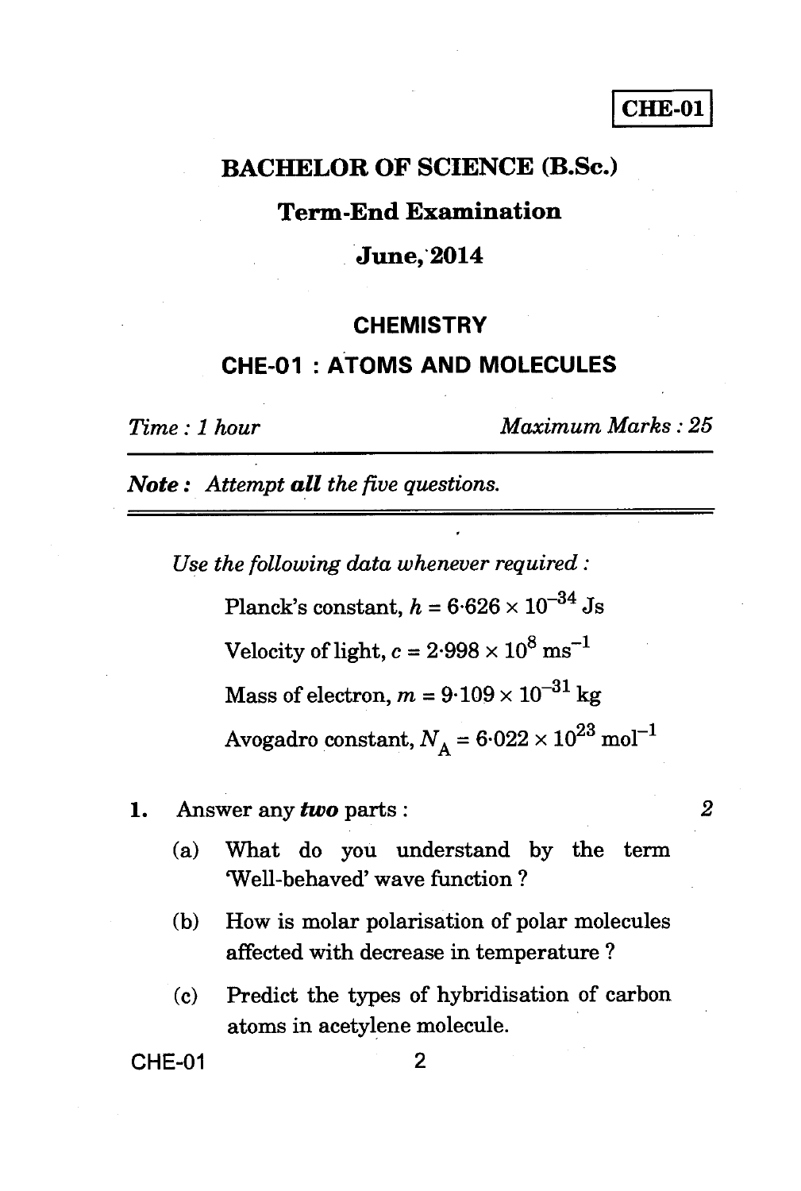**CHE-01**

# BACHELOR OF SCIENCE (B.Sc.)

## Term-End Examination

## June, 2014

## CHEMISTRY

## CHE-01 : ATOMS AND MOLECULES

*Time : 1 hour* *Maximum Marks : 25*

***Note :** Attempt **all** the five questions.*

*Use the following data whenever required :*

Planck's constant, $h = 6{\cdot}626 \times 10^{-34}$ Js

Velocity of light, $c = 2{\cdot}998 \times 10^{8}$ ms$^{-1}$

Mass of electron, $m = 9{\cdot}109 \times 10^{-31}$ kg

Avogadro constant, $N_A = 6{\cdot}022 \times 10^{23}$ mol$^{-1}$

1. Answer any ***two*** parts : *2*

   (a) What do you understand by the term 'Well-behaved' wave function ?

   (b) How is molar polarisation of polar molecules affected with decrease in temperature ?

   (c) Predict the types of hybridisation of carbon atoms in acetylene molecule.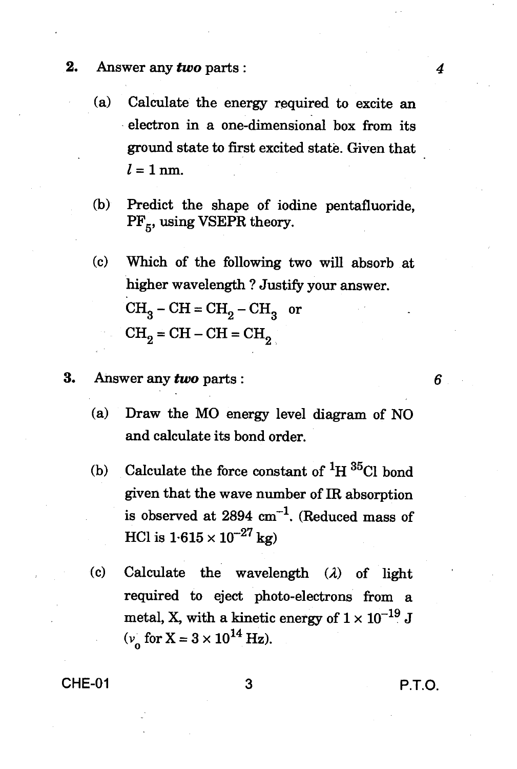2. Answer any *two* parts : 4

(a) Calculate the energy required to excite an electron in a one-dimensional box from its ground state to first excited state. Given that $l = 1$ nm.

(b) Predict the shape of iodine pentafluoride, $PF_5$, using VSEPR theory.

(c) Which of the following two will absorb at higher wavelength ? Justify your answer.

$CH_3 - CH = CH_2 - CH_3$ or

$CH_2 = CH - CH = CH_2$

3. Answer any *two* parts : 6

(a) Draw the MO energy level diagram of NO and calculate its bond order.

(b) Calculate the force constant of $^{1}H\ ^{35}Cl$ bond given that the wave number of IR absorption is observed at 2894 $cm^{-1}$. (Reduced mass of HCl is $1{\cdot}615 \times 10^{-27}$ kg)

(c) Calculate the wavelength ($\lambda$) of light required to eject photo-electrons from a metal, X, with a kinetic energy of $1 \times 10^{-19}$ J ($\nu_0$ for X = $3 \times 10^{14}$ Hz).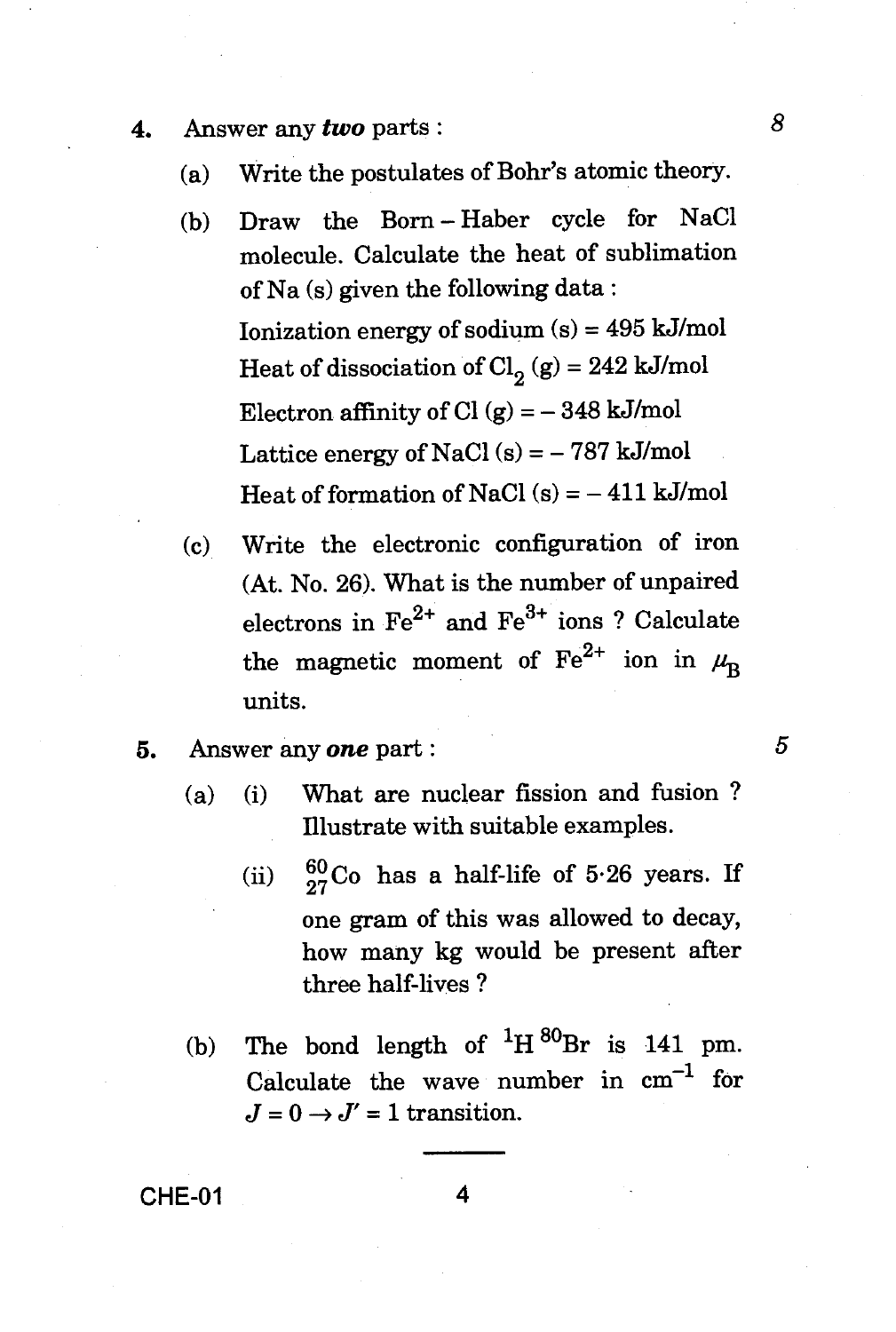4. Answer any ***two*** parts : *8*

   (a) Write the postulates of Bohr's atomic theory.

   (b) Draw the Born – Haber cycle for NaCl molecule. Calculate the heat of sublimation of Na (s) given the following data :

   Ionization energy of sodium (s) = 495 kJ/mol

   Heat of dissociation of $Cl_2$ (g) = 242 kJ/mol

   Electron affinity of Cl (g) = – 348 kJ/mol

   Lattice energy of NaCl (s) = – 787 kJ/mol

   Heat of formation of NaCl (s) = – 411 kJ/mol

   (c) Write the electronic configuration of iron (At. No. 26). What is the number of unpaired electrons in $Fe^{2+}$ and $Fe^{3+}$ ions ? Calculate the magnetic moment of $Fe^{2+}$ ion in $\mu_B$ units.

5. Answer any ***one*** part : *5*

   (a) (i) What are nuclear fission and fusion ? Illustrate with suitable examples.

   (ii) $^{60}_{27}Co$ has a half-life of 5·26 years. If one gram of this was allowed to decay, how many kg would be present after three half-lives ?

   (b) The bond length of $^{1}H\,^{80}Br$ is 141 pm. Calculate the wave number in $cm^{-1}$ for $J = 0 \rightarrow J' = 1$ transition.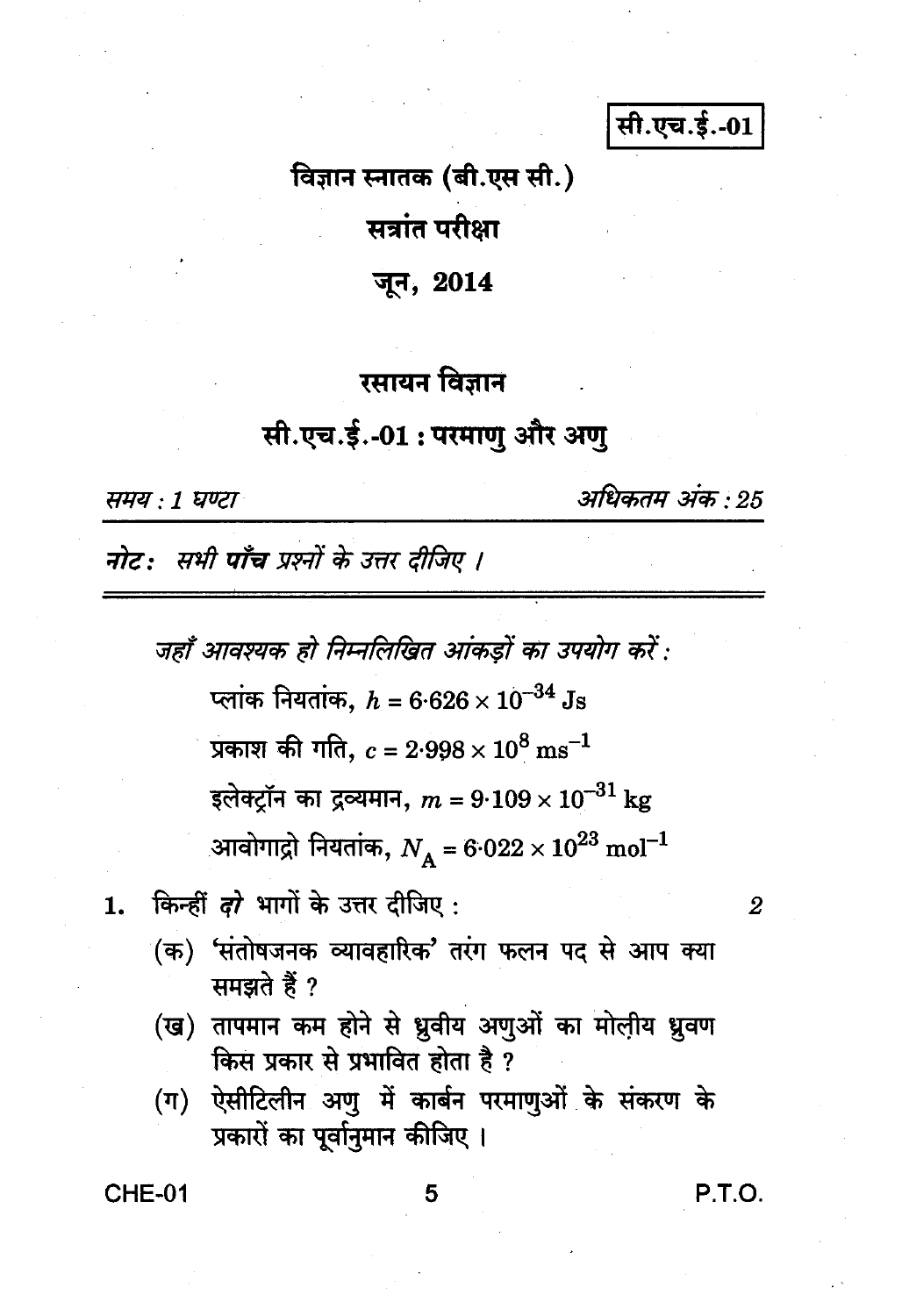सी.एच.ई.-01

# विज्ञान स्नातक (बी.एस सी.)

## सत्रांत परीक्षा

## जून, 2014

## रसायन विज्ञान

## सी.एच.ई.-01 : परमाणु और अणु

*समय : 1 घण्टा* | *अधिकतम अंक : 25*

***नोट :*** *सभी **पाँच** प्रश्नों के उत्तर दीजिए ।*

---

*जहाँ आवश्यक हो निम्नलिखित आंकड़ों का उपयोग करें :*

प्लांक नियतांक, $h = 6{\cdot}626 \times 10^{-34}$ Js

प्रकाश की गति, $c = 2{\cdot}998 \times 10^{8}\ \text{ms}^{-1}$

इलेक्ट्रॉन का द्रव्यमान, $m = 9{\cdot}109 \times 10^{-31}$ kg

आवोगाद्रो नियतांक, $N_A = 6{\cdot}022 \times 10^{23}\ \text{mol}^{-1}$

1. किन्हीं ***दो*** भागों के उत्तर दीजिए : 2

   (क) 'संतोषजनक व्यावहारिक' तरंग फलन पद से आप क्या समझते हैं ?

   (ख) तापमान कम होने से ध्रुवीय अणुओं का मोलीय ध्रुवण किस प्रकार से प्रभावित होता है ?

   (ग) ऐसीटिलीन अणु में कार्बन परमाणुओं के संकरण के प्रकारों का पूर्वानुमान कीजिए ।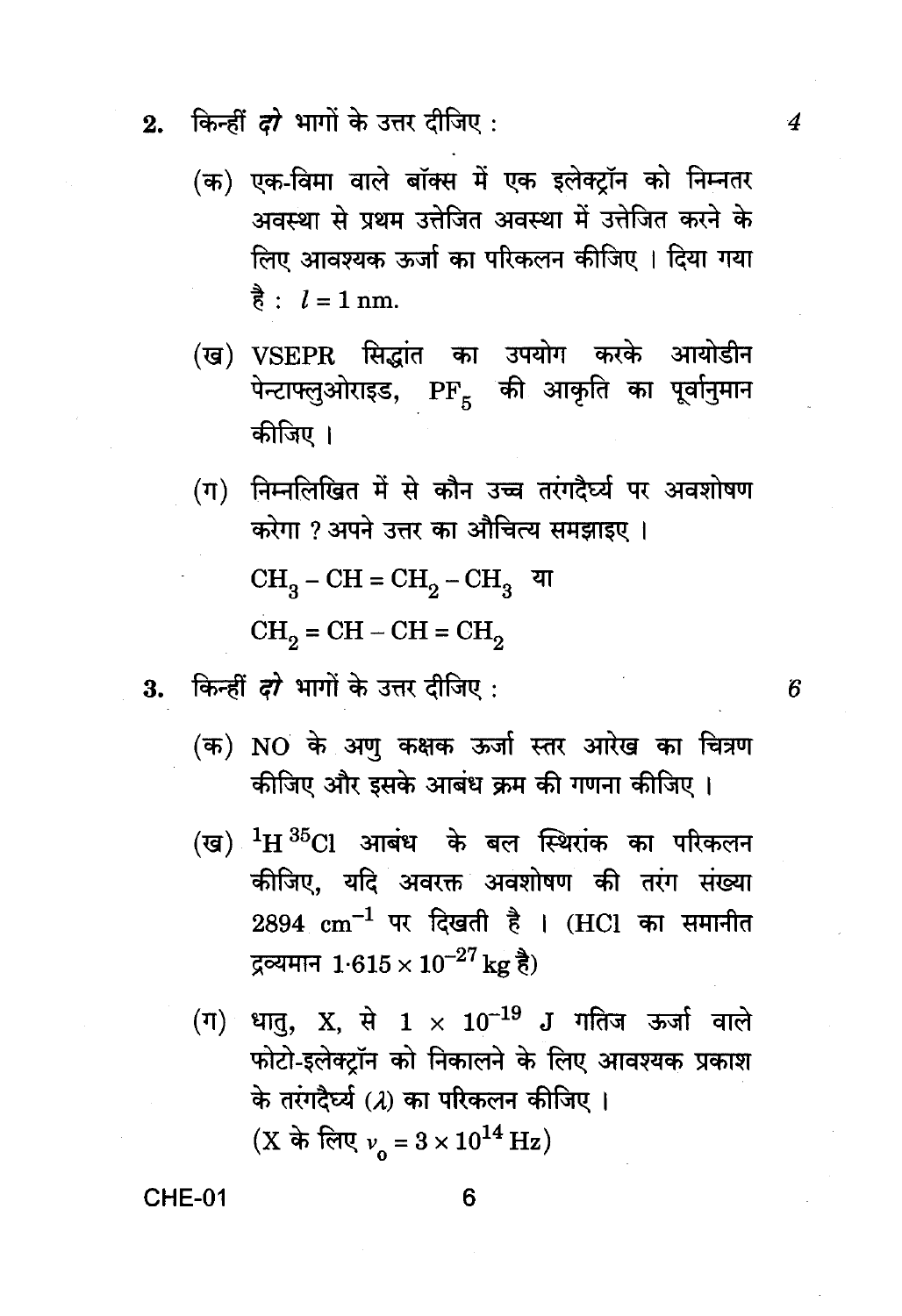2. किन्हीं *दो* भागों के उत्तर दीजिए : 4

(क) एक-विमा वाले बॉक्स में एक इलेक्ट्रॉन को निम्नतर अवस्था से प्रथम उत्तेजित अवस्था में उत्तेजित करने के लिए आवश्यक ऊर्जा का परिकलन कीजिए । दिया गया है : $l = 1$ nm.

(ख) VSEPR सिद्धांत का उपयोग करके आयोडीन पेन्टाफ्लुओराइड, $PF_5$ की आकृति का पूर्वानुमान कीजिए ।

(ग) निम्नलिखित में से कौन उच्च तरंगदैर्घ्य पर अवशोषण करेगा ? अपने उत्तर का औचित्य समझाइए ।

$CH_3 - CH = CH_2 - CH_3$ या

$CH_2 = CH - CH = CH_2$

3. किन्हीं *दो* भागों के उत्तर दीजिए : 6

(क) NO के अणु कक्षक ऊर्जा स्तर आरेख का चित्रण कीजिए और इसके आबंध क्रम की गणना कीजिए ।

(ख) $^{1}H\,^{35}Cl$ आबंध के बल स्थिरांक का परिकलन कीजिए, यदि अवरक्त अवशोषण की तरंग संख्या $2894\ cm^{-1}$ पर दिखती है । (HCl का समानीत द्रव्यमान $1{\cdot}615 \times 10^{-27}$ kg है)

(ग) धातु, X, से $1 \times 10^{-19}$ J गतिज ऊर्जा वाले फोटो-इलेक्ट्रॉन को निकालने के लिए आवश्यक प्रकाश के तरंगदैर्घ्य ($\lambda$) का परिकलन कीजिए ।
(X के लिए $\nu_o = 3 \times 10^{14}$ Hz)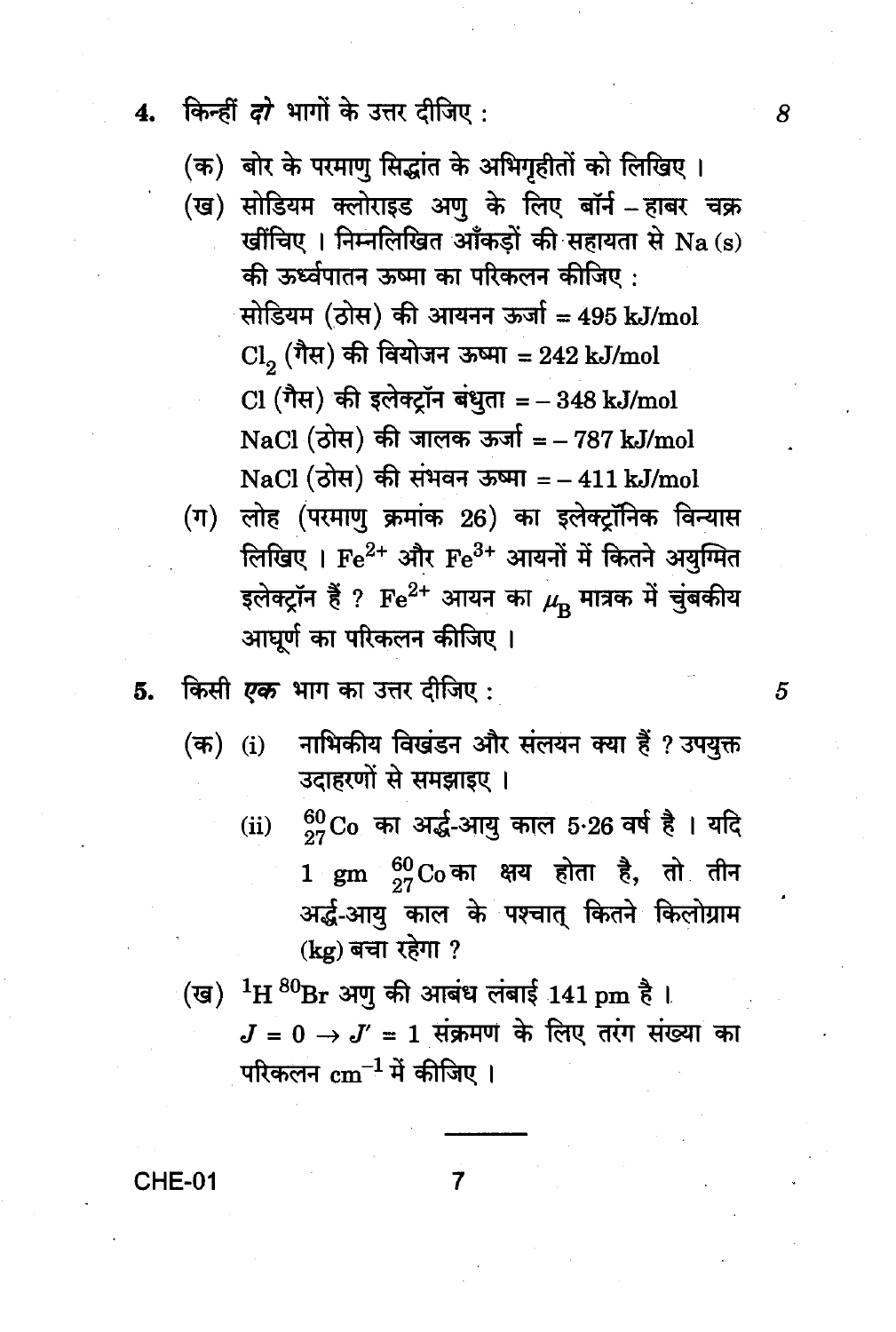4. किन्हीं *दो* भागों के उत्तर दीजिए : 8

(क) बोर के परमाणु सिद्धांत के अभिगृहीतों को लिखिए ।

(ख) सोडियम क्लोराइड अणु के लिए बॉर्न – हाबर चक्र खींचिए । निम्नलिखित आँकड़ों की सहायता से Na (s) की ऊर्ध्वपातन ऊष्मा का परिकलन कीजिए :

सोडियम (ठोस) की आयनन ऊर्जा = 495 kJ/mol

$Cl_2$ (गैस) की वियोजन ऊष्मा = 242 kJ/mol

Cl (गैस) की इलेक्ट्रॉन बंधुता = – 348 kJ/mol

NaCl (ठोस) की जालक ऊर्जा = – 787 kJ/mol

NaCl (ठोस) की संभवन ऊष्मा = – 411 kJ/mol

(ग) लोह (परमाणु क्रमांक 26) का इलेक्ट्रॉनिक विन्यास लिखिए । $Fe^{2+}$ और $Fe^{3+}$ आयनों में कितने अयुग्मित इलेक्ट्रॉन हैं ? $Fe^{2+}$ आयन का $\mu_B$ मात्रक में चुंबकीय आघूर्ण का परिकलन कीजिए ।

5. किसी *एक* भाग का उत्तर दीजिए : 5

(क) (i) नाभिकीय विखंडन और संलयन क्या हैं ? उपयुक्त उदाहरणों से समझाइए ।

(ii) ${}^{60}_{27}Co$ का अर्द्ध-आयु काल 5·26 वर्ष है । यदि 1 gm ${}^{60}_{27}Co$ का क्षय होता है, तो तीन अर्द्ध-आयु काल के पश्चात् कितने किलोग्राम (kg) बचा रहेगा ?

(ख) ${}^{1}H\,{}^{80}Br$ अणु की आबंध लंबाई 141 pm है । $J = 0 \rightarrow J' = 1$ संक्रमण के लिए तरंग संख्या का परिकलन $cm^{-1}$ में कीजिए ।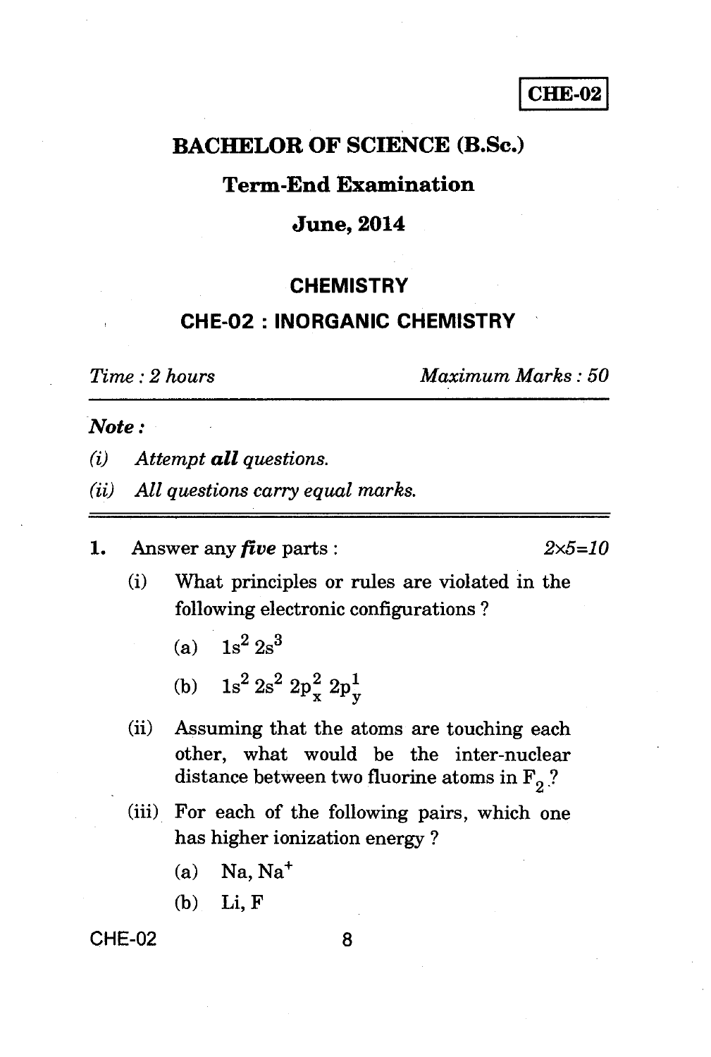**CHE-02**

# BACHELOR OF SCIENCE (B.Sc.)

## Term-End Examination

## June, 2014

### CHEMISTRY

### CHE-02 : INORGANIC CHEMISTRY

*Time : 2 hours* *Maximum Marks : 50*

***Note :***

*(i) Attempt **all** questions.*

*(ii) All questions carry equal marks.*

---

**1.** Answer any ***five*** parts : *2×5=10*

(i) What principles or rules are violated in the following electronic configurations ?

(a) $1s^2 2s^3$

(b) $1s^2 2s^2 2p_x^2 2p_y^1$

(ii) Assuming that the atoms are touching each other, what would be the inter-nuclear distance between two fluorine atoms in $F_2$ ?

(iii) For each of the following pairs, which one has higher ionization energy ?

(a) Na, $Na^+$

(b) Li, F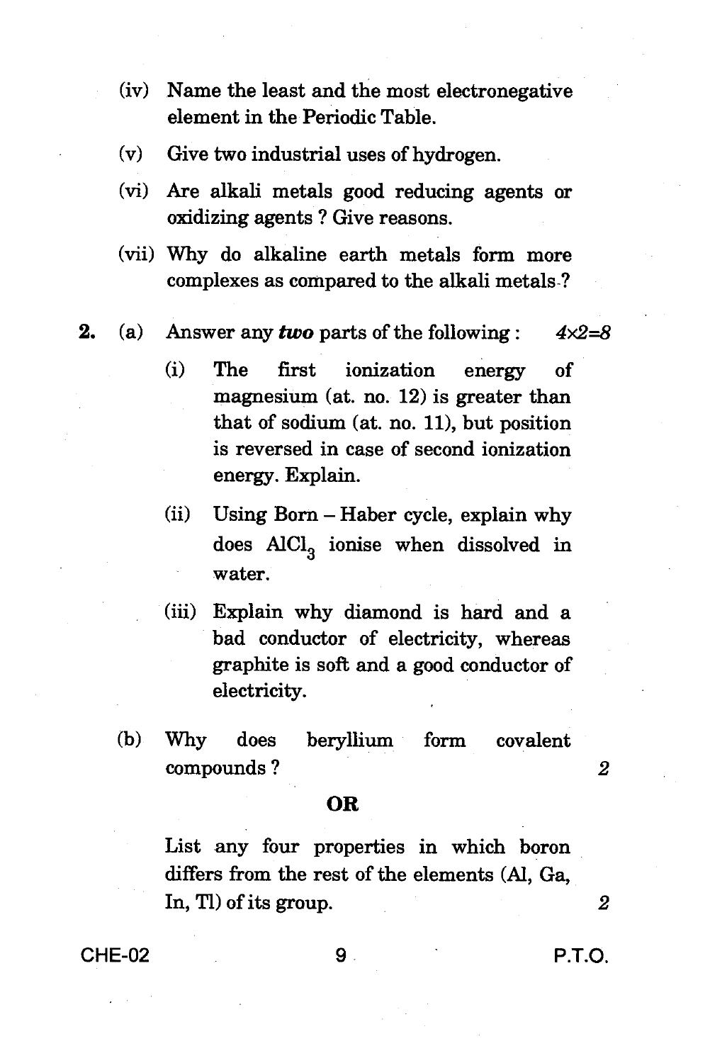(iv) Name the least and the most electronegative element in the Periodic Table.

(v) Give two industrial uses of hydrogen.

(vi) Are alkali metals good reducing agents or oxidizing agents ? Give reasons.

(vii) Why do alkaline earth metals form more complexes as compared to the alkali metals ?

**2.** (a) Answer any ***two*** parts of the following : *4×2=8*

(i) The first ionization energy of magnesium (at. no. 12) is greater than that of sodium (at. no. 11), but position is reversed in case of second ionization energy. Explain.

(ii) Using Born – Haber cycle, explain why does $AlCl_3$ ionise when dissolved in water.

(iii) Explain why diamond is hard and a bad conductor of electricity, whereas graphite is soft and a good conductor of electricity.

(b) Why does beryllium form covalent compounds ? 2

**OR**

List any four properties in which boron differs from the rest of the elements (Al, Ga, In, Tl) of its group. 2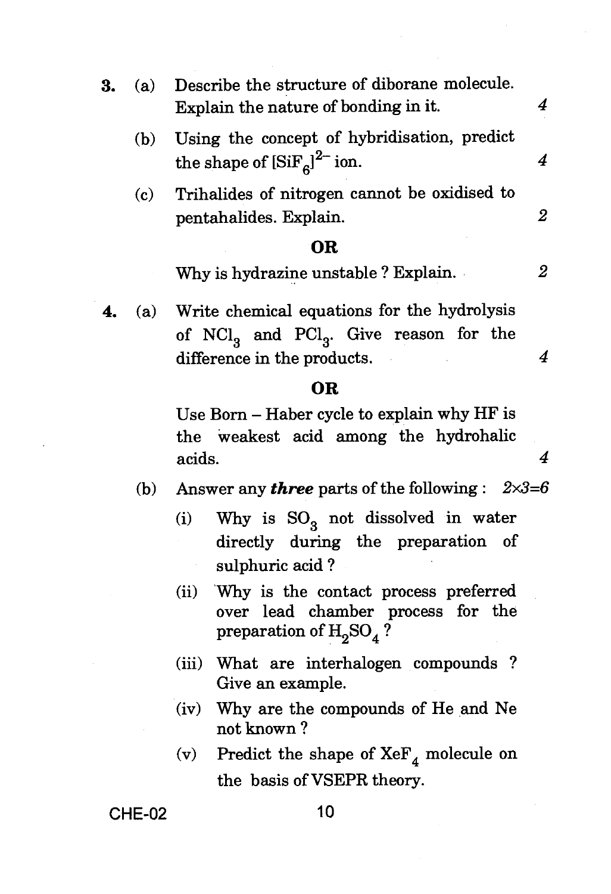3. (a) Describe the structure of diborane molecule. Explain the nature of bonding in it. *4*

   (b) Using the concept of hybridisation, predict the shape of $[SiF_6]^{2-}$ ion. *4*

   (c) Trihalides of nitrogen cannot be oxidised to pentahalides. Explain. *2*

**OR**

   Why is hydrazine unstable ? Explain. *2*

4. (a) Write chemical equations for the hydrolysis of $NCl_3$ and $PCl_3$. Give reason for the difference in the products. *4*

**OR**

   Use Born – Haber cycle to explain why HF is the weakest acid among the hydrohalic acids. *4*

   (b) Answer any ***three*** parts of the following : *2×3=6*

   (i) Why is $SO_3$ not dissolved in water directly during the preparation of sulphuric acid ?

   (ii) Why is the contact process preferred over lead chamber process for the preparation of $H_2SO_4$ ?

   (iii) What are interhalogen compounds ? Give an example.

   (iv) Why are the compounds of He and Ne not known ?

   (v) Predict the shape of $XeF_4$ molecule on the basis of VSEPR theory.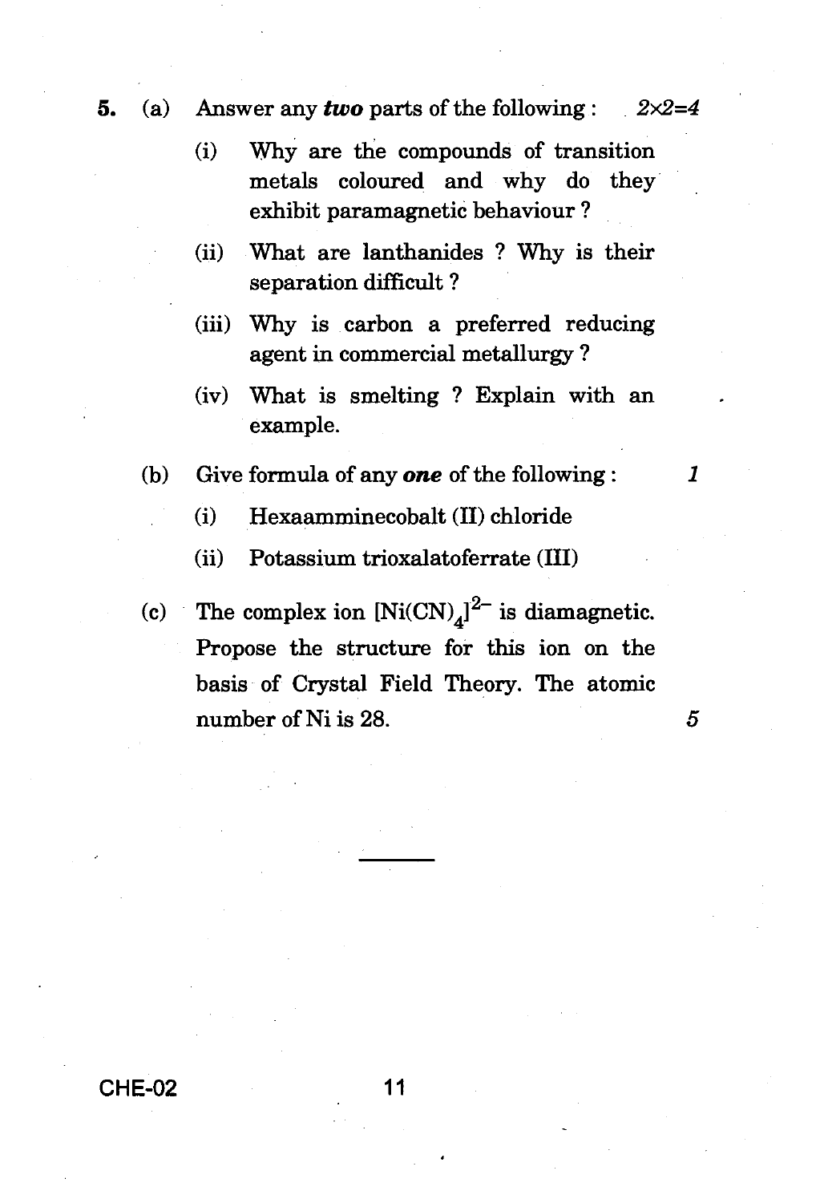5. (a) Answer any ***two*** parts of the following : *2×2=4*

   (i) Why are the compounds of transition metals coloured and why do they exhibit paramagnetic behaviour ?

   (ii) What are lanthanides ? Why is their separation difficult ?

   (iii) Why is carbon a preferred reducing agent in commercial metallurgy ?

   (iv) What is smelting ? Explain with an example.

   (b) Give formula of any ***one*** of the following : *1*

   (i) Hexaamminecobalt (II) chloride

   (ii) Potassium trioxalatoferrate (III)

   (c) The complex ion $[Ni(CN)_4]^{2-}$ is diamagnetic. Propose the structure for this ion on the basis of Crystal Field Theory. The atomic number of Ni is 28. *5*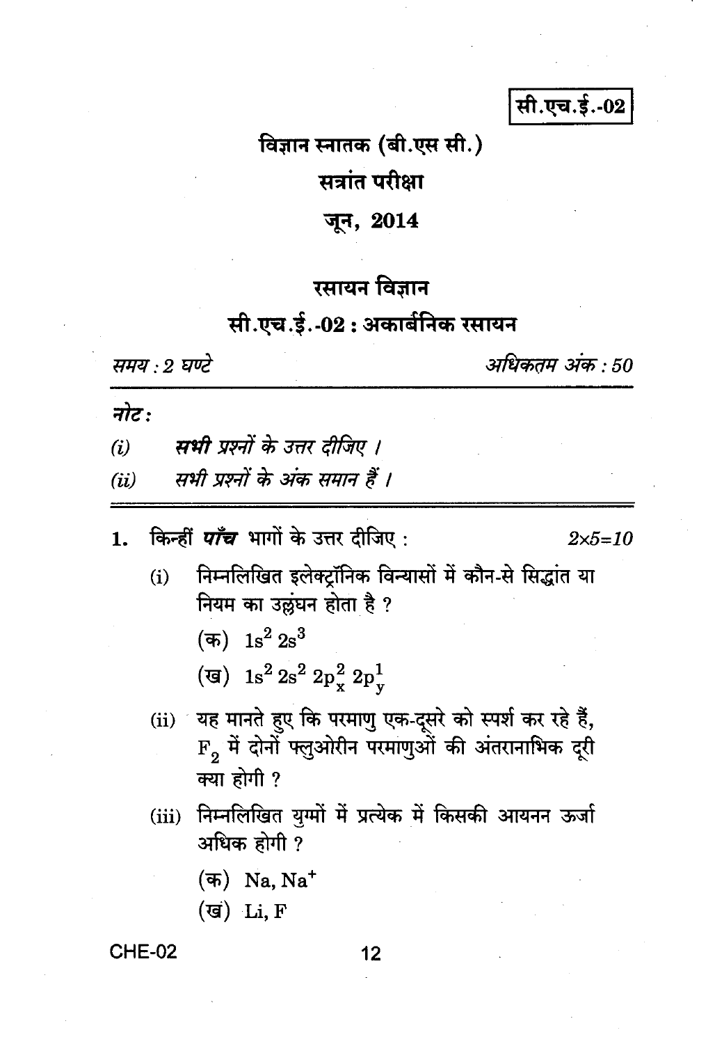सी.एच.ई.-02

# विज्ञान स्नातक (बी.एस सी.)

## सत्रांत परीक्षा

## जून, 2014

## रसायन विज्ञान

## सी.एच.ई.-02 : अकार्बनिक रसायन

*समय : 2 घण्टे* *अधिकतम अंक : 50*

***नोट :***

*(i)* ***सभी*** *प्रश्नों के उत्तर दीजिए ।*

*(ii) सभी प्रश्नों के अंक समान हैं ।*

**1.** किन्हीं ***पाँच*** भागों के उत्तर दीजिए : $2\times5=10$

(i) निम्नलिखित इलेक्ट्रॉनिक विन्यासों में कौन-से सिद्धांत या नियम का उल्लंघन होता है ?

(क) $1s^2\,2s^3$

(ख) $1s^2\,2s^2\,2p_x^2\,2p_y^1$

(ii) यह मानते हुए कि परमाणु एक-दूसरे को स्पर्श कर रहे हैं, $F_2$ में दोनों फ्लुओरीन परमाणुओं की अंतरानाभिक दूरी क्या होगी ?

(iii) निम्नलिखित युग्मों में प्रत्येक में किसकी आयनन ऊर्जा अधिक होगी ?

(क) $Na, Na^+$

(ख) $Li, F$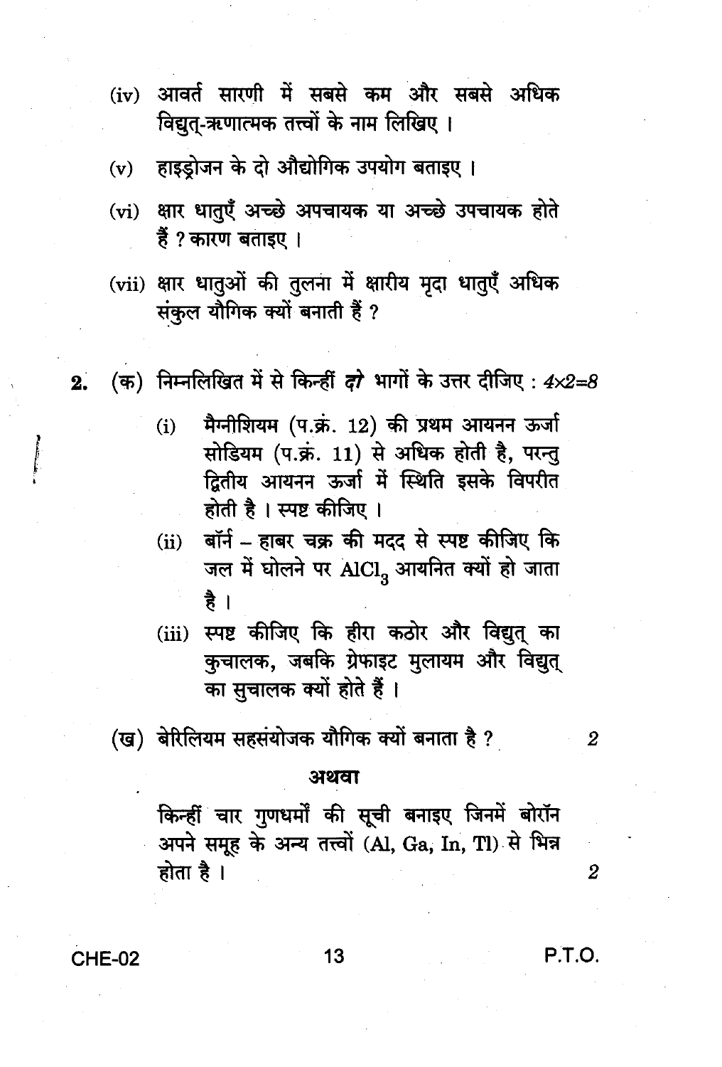(iv) आवर्त सारणी में सबसे कम और सबसे अधिक विद्युत्-ऋणात्मक तत्त्वों के नाम लिखिए ।

(v) हाइड्रोजन के दो औद्योगिक उपयोग बताइए ।

(vi) क्षार धातुएँ अच्छे अपचायक या अच्छे उपचायक होते हैं ? कारण बताइए ।

(vii) क्षार धातुओं की तुलना में क्षारीय मृदा धातुएँ अधिक संकुल यौगिक क्यों बनाती हैं ?

**2.** (क) निम्नलिखित में से किन्हीं ***दो*** भागों के उत्तर दीजिए : *4×2=8*

(i) मैग्नीशियम (प.क्रं. 12) की प्रथम आयनन ऊर्जा सोडियम (प.क्रं. 11) से अधिक होती है, परन्तु द्वितीय आयनन ऊर्जा में स्थिति इसके विपरीत होती है । स्पष्ट कीजिए ।

(ii) बॉर्न – हाबर चक्र की मदद से स्पष्ट कीजिए कि जल में घोलने पर $AlCl_3$ आयनित क्यों हो जाता है ।

(iii) स्पष्ट कीजिए कि हीरा कठोर और विद्युत् का कुचालक, जबकि ग्रेफाइट मुलायम और विद्युत् का सुचालक क्यों होते हैं ।

(ख) बेरिलियम सहसंयोजक यौगिक क्यों बनाता है ? *2*

**अथवा**

किन्हीं चार गुणधर्मों की सूची बनाइए जिनमें बोरॉन अपने समूह के अन्य तत्त्वों (Al, Ga, In, Tl) से भिन्न होता है । *2*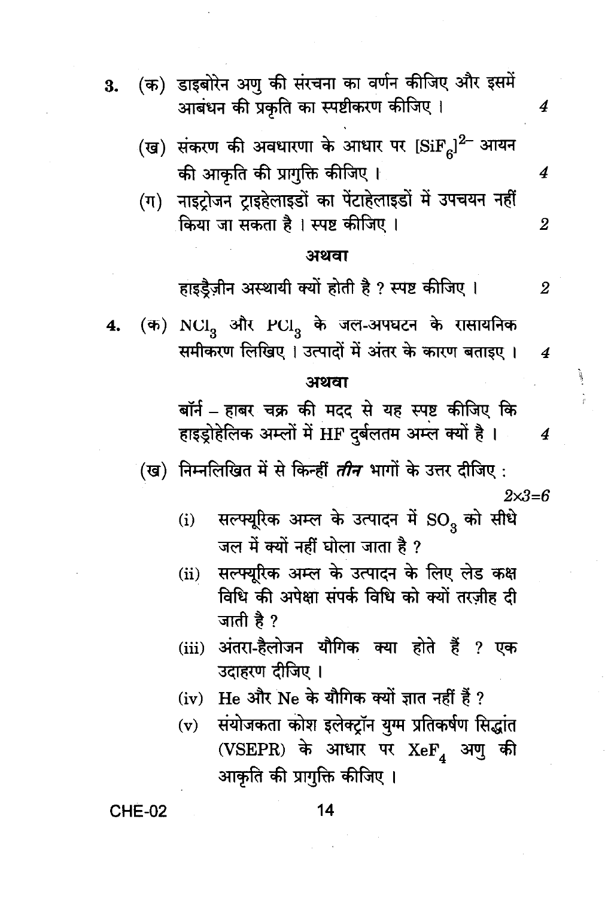3. (क) डाइबोरेन अणु की संरचना का वर्णन कीजिए और इसमें आबंधन की प्रकृति का स्पष्टीकरण कीजिए । *4*

   (ख) संकरण की अवधारणा के आधार पर $[SiF_6]^{2-}$ आयन की आकृति की प्रागुक्ति कीजिए । *4*

   (ग) नाइट्रोजन ट्राइहेलाइडों का पेंटाहेलाइडों में उपचयन नहीं किया जा सकता है । स्पष्ट कीजिए । *2*

**अथवा**

   हाइड्रैज़ीन अस्थायी क्यों होती है ? स्पष्ट कीजिए । *2*

4. (क) $NCl_3$ और $PCl_3$ के जल-अपघटन के रासायनिक समीकरण लिखिए । उत्पादों में अंतर के कारण बताइए । *4*

**अथवा**

   बॉर्न – हाबर चक्र की मदद से यह स्पष्ट कीजिए कि हाइड्रोहेलिक अम्लों में HF दुर्बलतम अम्ल क्यों है । *4*

   (ख) निम्नलिखित में से किन्हीं ***तीन*** भागों के उत्तर दीजिए : *2×3=6*

   (i) सल्फ्यूरिक अम्ल के उत्पादन में $SO_3$ को सीधे जल में क्यों नहीं घोला जाता है ?

   (ii) सल्फ्यूरिक अम्ल के उत्पादन के लिए लेड कक्ष विधि की अपेक्षा संपर्क विधि को क्यों तरज़ीह दी जाती है ?

   (iii) अंतरा-हैलोजन यौगिक क्या होते हैं ? एक उदाहरण दीजिए ।

   (iv) He और Ne के यौगिक क्यों ज्ञात नहीं हैं ?

   (v) संयोजकता कोश इलेक्ट्रॉन युग्म प्रतिकर्षण सिद्धांत (VSEPR) के आधार पर $XeF_4$ अणु की आकृति की प्रागुक्ति कीजिए ।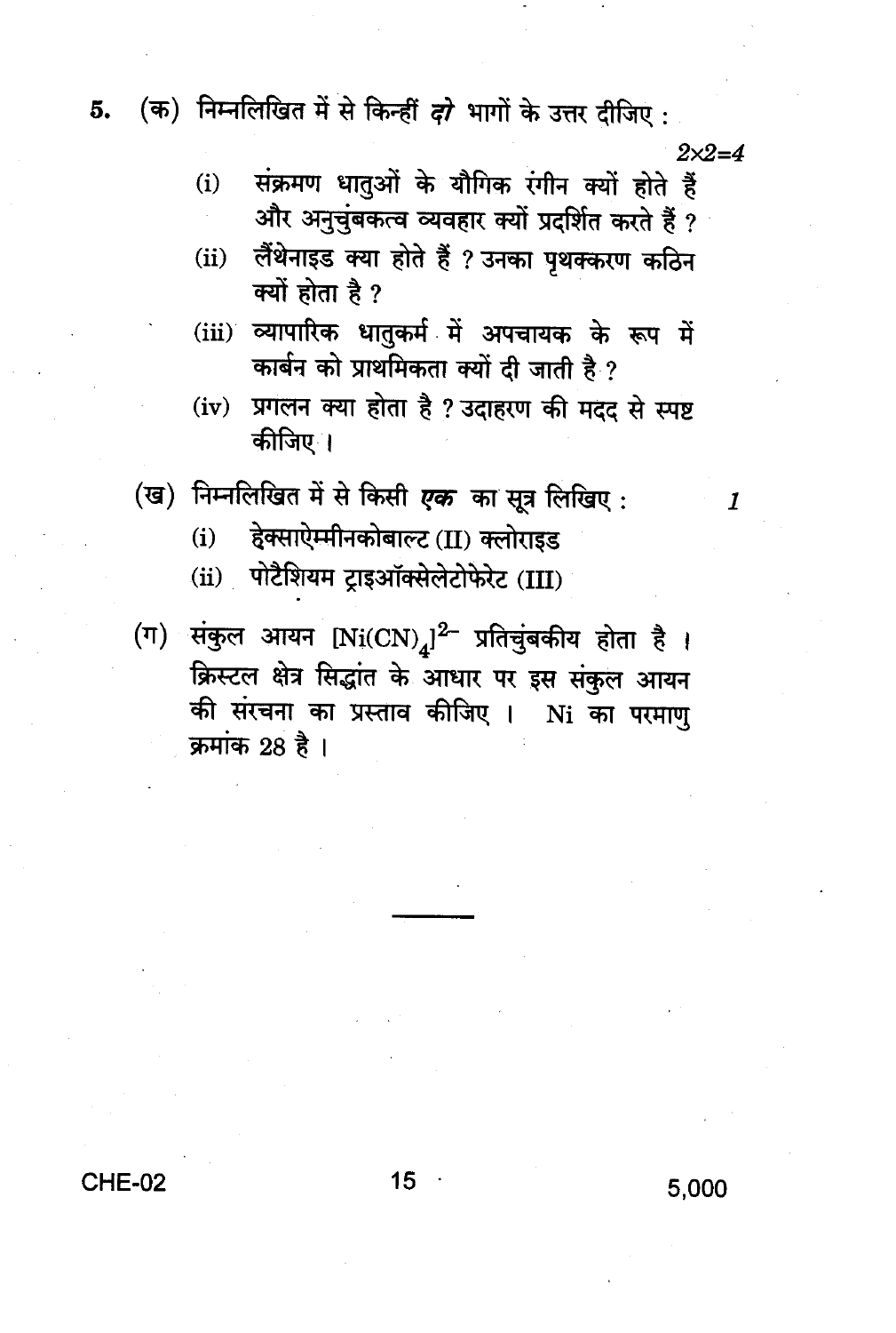5\. (क) निम्नलिखित में से किन्हीं *दो* भागों के उत्तर दीजिए : *2×2=4*

(i) संक्रमण धातुओं के यौगिक रंगीन क्यों होते हैं और अनुचुंबकत्व व्यवहार क्यों प्रदर्शित करते हैं ?

(ii) लैंथेनाइड क्या होते हैं ? उनका पृथक्करण कठिन क्यों होता है ?

(iii) व्यापारिक धातुकर्म में अपचायक के रूप में कार्बन को प्राथमिकता क्यों दी जाती है ?

(iv) प्रगलन क्या होता है ? उदाहरण की मदद से स्पष्ट कीजिए ।

(ख) निम्नलिखित में से किसी *एक* का सूत्र लिखिए : *1*

(i) हेक्साऐम्मीनकोबाल्ट (II) क्लोराइड

(ii) पोटैशियम ट्राइऑक्सेलेटोफेरेट (III)

(ग) संकुल आयन $[Ni(CN)_4]^{2-}$ प्रतिचुंबकीय होता है । क्रिस्टल क्षेत्र सिद्धांत के आधार पर इस संकुल आयन की संरचना का प्रस्ताव कीजिए । Ni का परमाणु क्रमांक 28 है ।